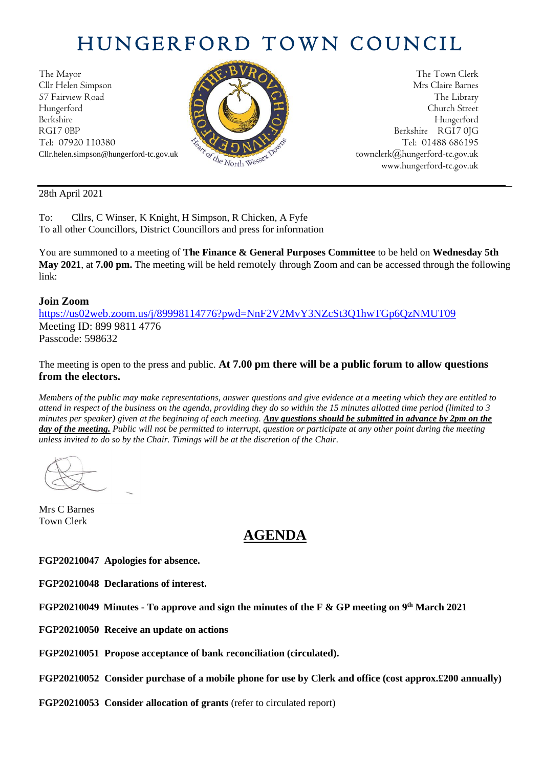# HUNGERFORD TOWN COUNCIL

The Mayor
Cllr Helen Simpson
57 Fairview Road
Hungerford
Berkshire
RG17 0BP
Tel: 07920 110380
Cllr.helen.simpson@hungerford-tc.gov.uk

The Town Clerk
Mrs Claire Barnes
The Library
Church Street
Hungerford
Berkshire RG17 0JG
Tel: 01488 686195
townclerk@hungerford-tc.gov.uk
www.hungerford-tc.gov.uk

---

28th April 2021

To: Cllrs, C Winser, K Knight, H Simpson, R Chicken, A Fyfe
To all other Councillors, District Councillors and press for information

You are summoned to a meeting of **The Finance & General Purposes Committee** to be held on **Wednesday 5th May 2021**, at **7.00 pm.** The meeting will be held remotely through Zoom and can be accessed through the following link:

**Join Zoom**
https://us02web.zoom.us/j/89998114776?pwd=NnF2V2MvY3NZcSt3Q1hwTGp6QzNMUT09
Meeting ID: 899 9811 4776
Passcode: 598632

The meeting is open to the press and public. **At 7.00 pm there will be a public forum to allow questions from the electors.**

*Members of the public may make representations, answer questions and give evidence at a meeting which they are entitled to attend in respect of the business on the agenda, providing they do so within the 15 minutes allotted time period (limited to 3 minutes per speaker) given at the beginning of each meeting. **Any questions should be submitted in advance by 2pm on the day of the meeting.** Public will not be permitted to interrupt, question or participate at any other point during the meeting unless invited to do so by the Chair. Timings will be at the discretion of the Chair.*

Mrs C Barnes
Town Clerk

## AGENDA

**FGP20210047 Apologies for absence.**

**FGP20210048 Declarations of interest.**

**FGP20210049 Minutes - To approve and sign the minutes of the F & GP meeting on 9th March 2021**

**FGP20210050 Receive an update on actions**

**FGP20210051 Propose acceptance of bank reconciliation (circulated).**

**FGP20210052 Consider purchase of a mobile phone for use by Clerk and office (cost approx.£200 annually)**

**FGP20210053 Consider allocation of grants** (refer to circulated report)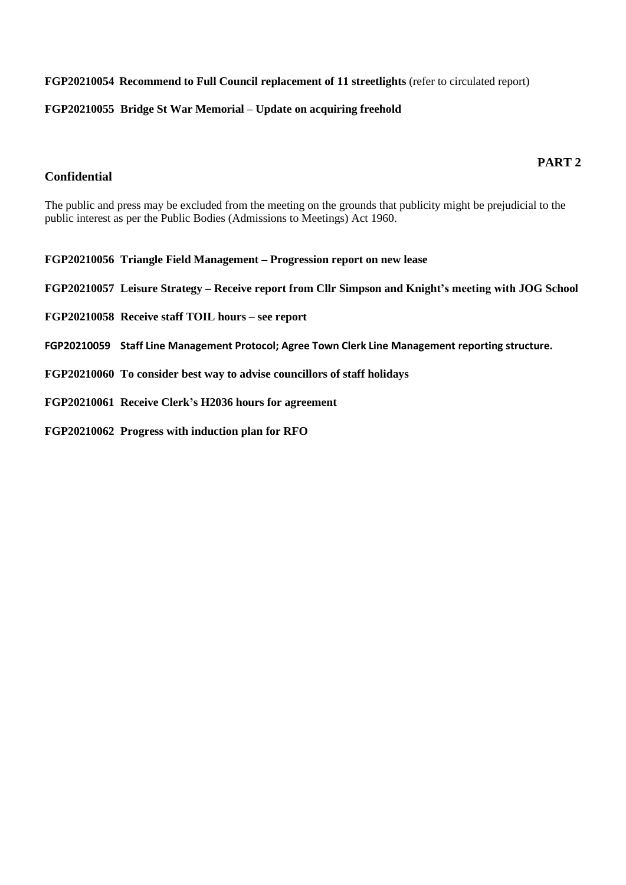**FGP20210054 Recommend to Full Council replacement of 11 streetlights** (refer to circulated report)

**FGP20210055 Bridge St War Memorial – Update on acquiring freehold**

**PART 2**

## Confidential

The public and press may be excluded from the meeting on the grounds that publicity might be prejudicial to the public interest as per the Public Bodies (Admissions to Meetings) Act 1960.

**FGP20210056 Triangle Field Management – Progression report on new lease**

**FGP20210057 Leisure Strategy – Receive report from Cllr Simpson and Knight's meeting with JOG School**

**FGP20210058 Receive staff TOIL hours – see report**

**FGP20210059 Staff Line Management Protocol; Agree Town Clerk Line Management reporting structure.**

**FGP20210060 To consider best way to advise councillors of staff holidays**

**FGP20210061 Receive Clerk's H2036 hours for agreement**

**FGP20210062 Progress with induction plan for RFO**